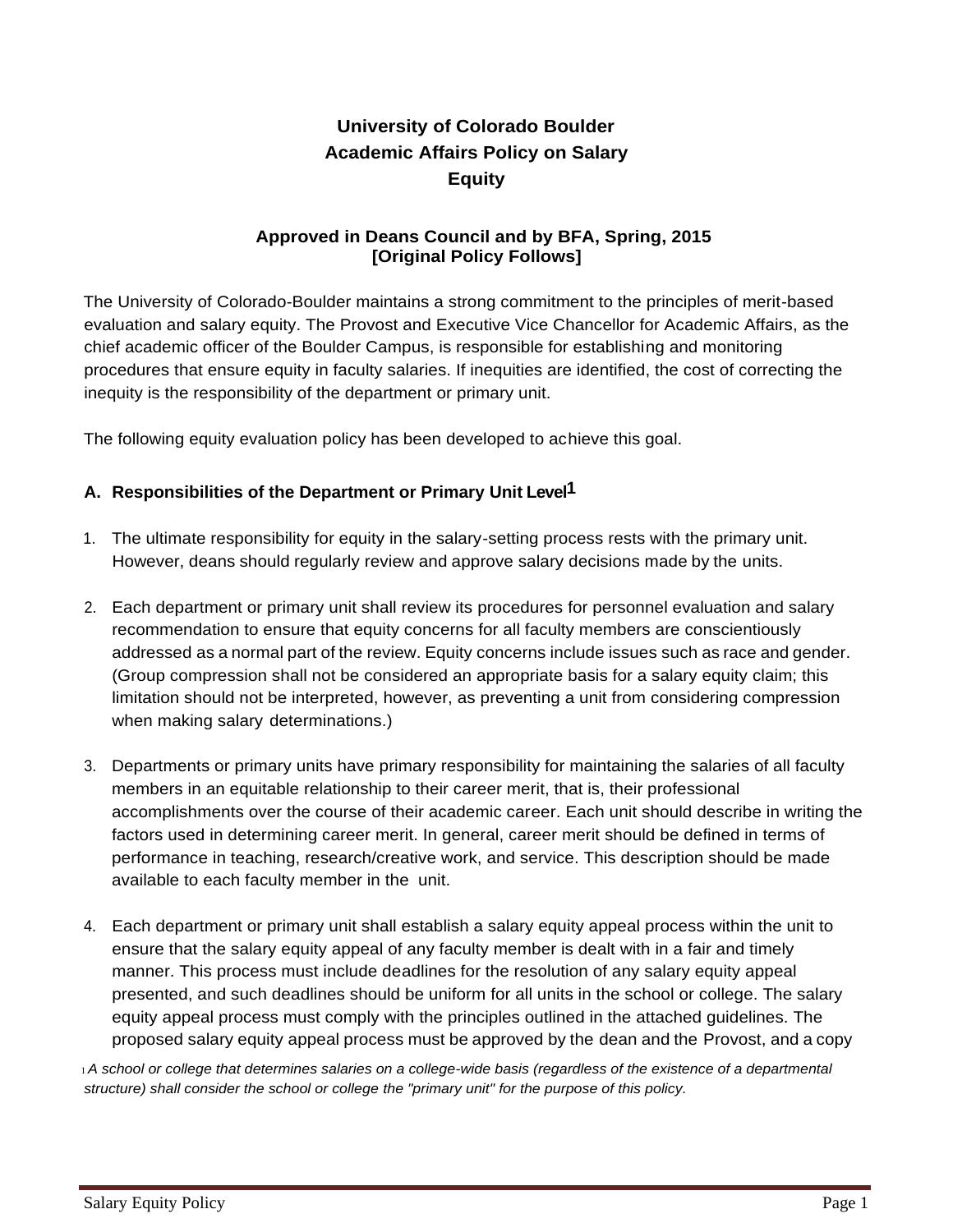# University of Colorado Boulder Academic Affairs Policy on Salary Equity

**Approved in Deans Council and by BFA, Spring, 2015**
**[Original Policy Follows]**

The University of Colorado-Boulder maintains a strong commitment to the principles of merit-based evaluation and salary equity. The Provost and Executive Vice Chancellor for Academic Affairs, as the chief academic officer of the Boulder Campus, is responsible for establishing and monitoring procedures that ensure equity in faculty salaries. If inequities are identified, the cost of correcting the inequity is the responsibility of the department or primary unit.

The following equity evaluation policy has been developed to achieve this goal.

## A. Responsibilities of the Department or Primary Unit Level[1]

1. The ultimate responsibility for equity in the salary-setting process rests with the primary unit. However, deans should regularly review and approve salary decisions made by the units.

2. Each department or primary unit shall review its procedures for personnel evaluation and salary recommendation to ensure that equity concerns for all faculty members are conscientiously addressed as a normal part of the review. Equity concerns include issues such as race and gender. (Group compression shall not be considered an appropriate basis for a salary equity claim; this limitation should not be interpreted, however, as preventing a unit from considering compression when making salary determinations.)

3. Departments or primary units have primary responsibility for maintaining the salaries of all faculty members in an equitable relationship to their career merit, that is, their professional accomplishments over the course of their academic career. Each unit should describe in writing the factors used in determining career merit. In general, career merit should be defined in terms of performance in teaching, research/creative work, and service. This description should be made available to each faculty member in the unit.

4. Each department or primary unit shall establish a salary equity appeal process within the unit to ensure that the salary equity appeal of any faculty member is dealt with in a fair and timely manner. This process must include deadlines for the resolution of any salary equity appeal presented, and such deadlines should be uniform for all units in the school or college. The salary equity appeal process must comply with the principles outlined in the attached guidelines. The proposed salary equity appeal process must be approved by the dean and the Provost, and a copy

[1] *A school or college that determines salaries on a college-wide basis (regardless of the existence of a departmental structure) shall consider the school or college the "primary unit" for the purpose of this policy.*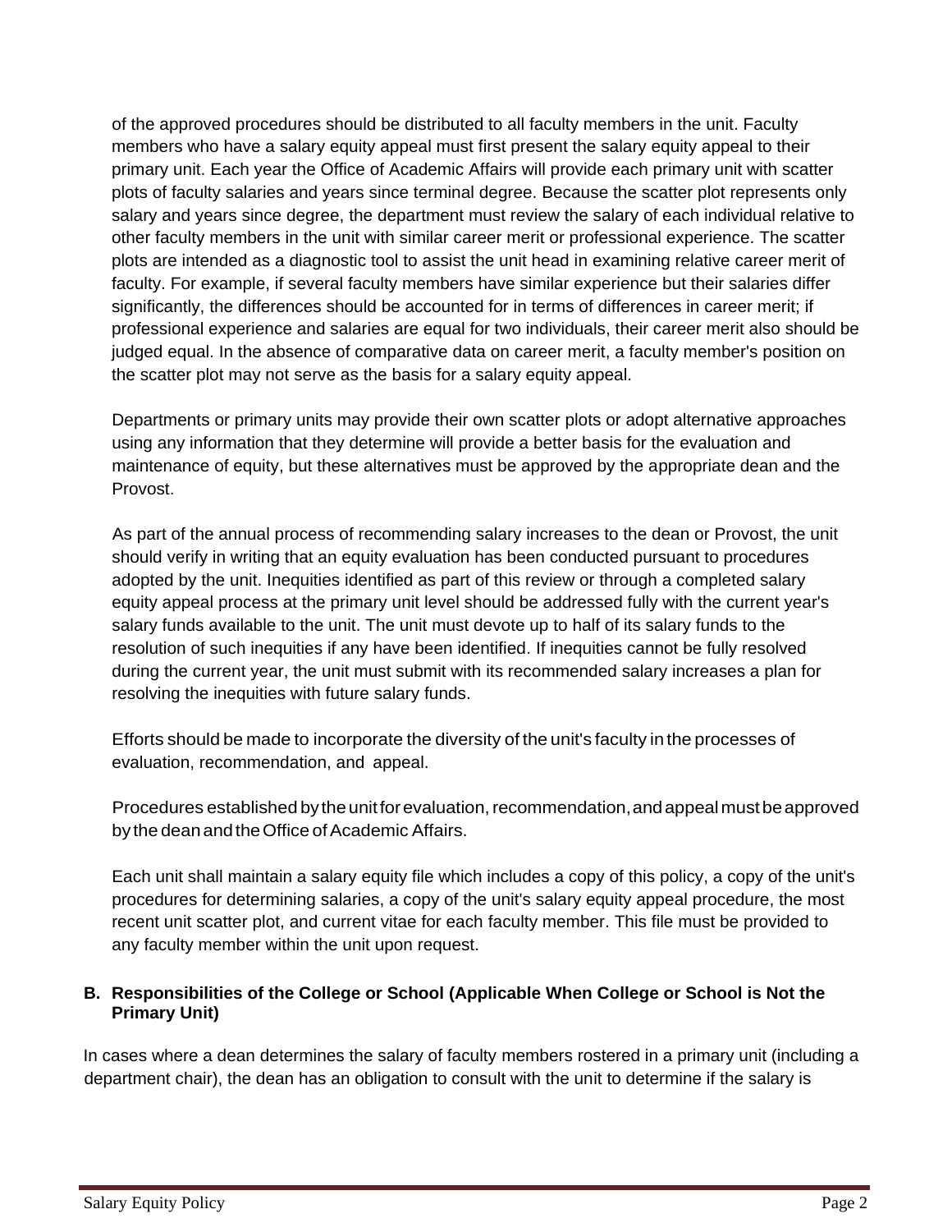of the approved procedures should be distributed to all faculty members in the unit. Faculty members who have a salary equity appeal must first present the salary equity appeal to their primary unit. Each year the Office of Academic Affairs will provide each primary unit with scatter plots of faculty salaries and years since terminal degree. Because the scatter plot represents only salary and years since degree, the department must review the salary of each individual relative to other faculty members in the unit with similar career merit or professional experience. The scatter plots are intended as a diagnostic tool to assist the unit head in examining relative career merit of faculty. For example, if several faculty members have similar experience but their salaries differ significantly, the differences should be accounted for in terms of differences in career merit; if professional experience and salaries are equal for two individuals, their career merit also should be judged equal. In the absence of comparative data on career merit, a faculty member's position on the scatter plot may not serve as the basis for a salary equity appeal.

Departments or primary units may provide their own scatter plots or adopt alternative approaches using any information that they determine will provide a better basis for the evaluation and maintenance of equity, but these alternatives must be approved by the appropriate dean and the Provost.

As part of the annual process of recommending salary increases to the dean or Provost, the unit should verify in writing that an equity evaluation has been conducted pursuant to procedures adopted by the unit. Inequities identified as part of this review or through a completed salary equity appeal process at the primary unit level should be addressed fully with the current year's salary funds available to the unit. The unit must devote up to half of its salary funds to the resolution of such inequities if any have been identified. If inequities cannot be fully resolved during the current year, the unit must submit with its recommended salary increases a plan for resolving the inequities with future salary funds.

Efforts should be made to incorporate the diversity of the unit's faculty in the processes of evaluation, recommendation, and appeal.

Procedures established by the unit for evaluation, recommendation, and appeal must be approved by the dean and the Office of Academic Affairs.

Each unit shall maintain a salary equity file which includes a copy of this policy, a copy of the unit's procedures for determining salaries, a copy of the unit's salary equity appeal procedure, the most recent unit scatter plot, and current vitae for each faculty member. This file must be provided to any faculty member within the unit upon request.

### B. Responsibilities of the College or School (Applicable When College or School is Not the Primary Unit)

In cases where a dean determines the salary of faculty members rostered in a primary unit (including a department chair), the dean has an obligation to consult with the unit to determine if the salary is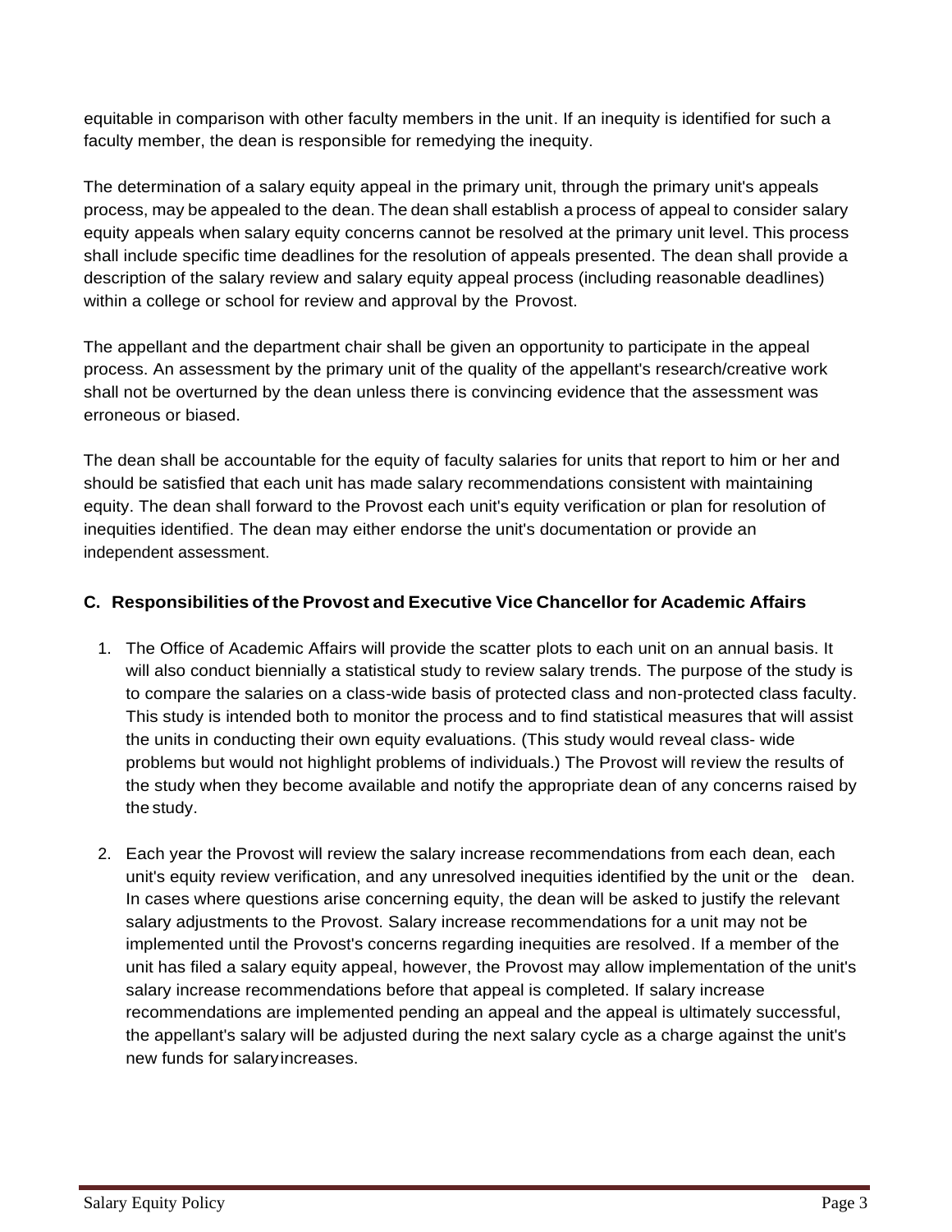equitable in comparison with other faculty members in the unit. If an inequity is identified for such a faculty member, the dean is responsible for remedying the inequity.

The determination of a salary equity appeal in the primary unit, through the primary unit's appeals process, may be appealed to the dean. The dean shall establish a process of appeal to consider salary equity appeals when salary equity concerns cannot be resolved at the primary unit level. This process shall include specific time deadlines for the resolution of appeals presented. The dean shall provide a description of the salary review and salary equity appeal process (including reasonable deadlines) within a college or school for review and approval by the Provost.

The appellant and the department chair shall be given an opportunity to participate in the appeal process. An assessment by the primary unit of the quality of the appellant's research/creative work shall not be overturned by the dean unless there is convincing evidence that the assessment was erroneous or biased.

The dean shall be accountable for the equity of faculty salaries for units that report to him or her and should be satisfied that each unit has made salary recommendations consistent with maintaining equity. The dean shall forward to the Provost each unit's equity verification or plan for resolution of inequities identified. The dean may either endorse the unit's documentation or provide an independent assessment.

### C. Responsibilities of the Provost and Executive Vice Chancellor for Academic Affairs

1. The Office of Academic Affairs will provide the scatter plots to each unit on an annual basis. It will also conduct biennially a statistical study to review salary trends. The purpose of the study is to compare the salaries on a class-wide basis of protected class and non-protected class faculty. This study is intended both to monitor the process and to find statistical measures that will assist the units in conducting their own equity evaluations. (This study would reveal class- wide problems but would not highlight problems of individuals.) The Provost will review the results of the study when they become available and notify the appropriate dean of any concerns raised by the study.

2. Each year the Provost will review the salary increase recommendations from each dean, each unit's equity review verification, and any unresolved inequities identified by the unit or the dean. In cases where questions arise concerning equity, the dean will be asked to justify the relevant salary adjustments to the Provost. Salary increase recommendations for a unit may not be implemented until the Provost's concerns regarding inequities are resolved. If a member of the unit has filed a salary equity appeal, however, the Provost may allow implementation of the unit's salary increase recommendations before that appeal is completed. If salary increase recommendations are implemented pending an appeal and the appeal is ultimately successful, the appellant's salary will be adjusted during the next salary cycle as a charge against the unit's new funds for salary increases.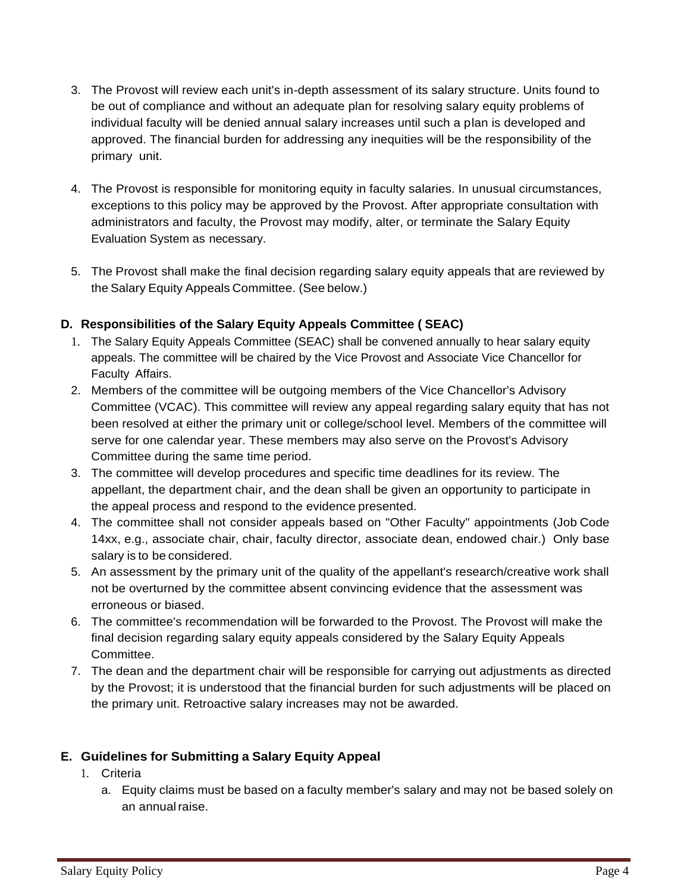3. The Provost will review each unit's in-depth assessment of its salary structure. Units found to be out of compliance and without an adequate plan for resolving salary equity problems of individual faculty will be denied annual salary increases until such a plan is developed and approved. The financial burden for addressing any inequities will be the responsibility of the primary unit.

4. The Provost is responsible for monitoring equity in faculty salaries. In unusual circumstances, exceptions to this policy may be approved by the Provost. After appropriate consultation with administrators and faculty, the Provost may modify, alter, or terminate the Salary Equity Evaluation System as necessary.

5. The Provost shall make the final decision regarding salary equity appeals that are reviewed by the Salary Equity Appeals Committee. (See below.)

### D. Responsibilities of the Salary Equity Appeals Committee ( SEAC)

1. The Salary Equity Appeals Committee (SEAC) shall be convened annually to hear salary equity appeals. The committee will be chaired by the Vice Provost and Associate Vice Chancellor for Faculty Affairs.
2. Members of the committee will be outgoing members of the Vice Chancellor's Advisory Committee (VCAC). This committee will review any appeal regarding salary equity that has not been resolved at either the primary unit or college/school level. Members of the committee will serve for one calendar year. These members may also serve on the Provost's Advisory Committee during the same time period.
3. The committee will develop procedures and specific time deadlines for its review. The appellant, the department chair, and the dean shall be given an opportunity to participate in the appeal process and respond to the evidence presented.
4. The committee shall not consider appeals based on "Other Faculty" appointments (Job Code 14xx, e.g., associate chair, chair, faculty director, associate dean, endowed chair.) Only base salary is to be considered.
5. An assessment by the primary unit of the quality of the appellant's research/creative work shall not be overturned by the committee absent convincing evidence that the assessment was erroneous or biased.
6. The committee's recommendation will be forwarded to the Provost. The Provost will make the final decision regarding salary equity appeals considered by the Salary Equity Appeals Committee.
7. The dean and the department chair will be responsible for carrying out adjustments as directed by the Provost; it is understood that the financial burden for such adjustments will be placed on the primary unit. Retroactive salary increases may not be awarded.

### E. Guidelines for Submitting a Salary Equity Appeal

1. Criteria
   a. Equity claims must be based on a faculty member's salary and may not be based solely on an annual raise.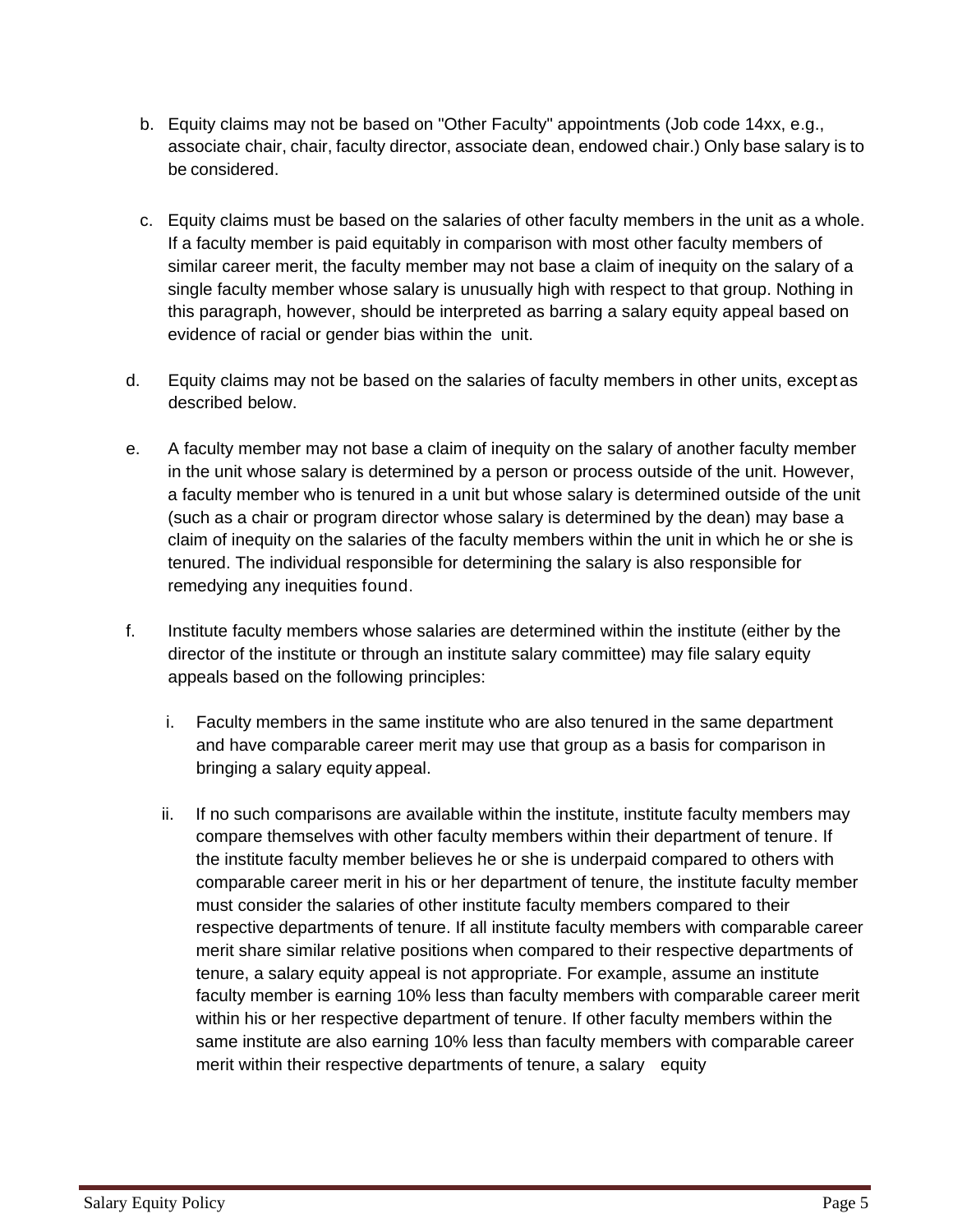b. Equity claims may not be based on "Other Faculty" appointments (Job code 14xx, e.g., associate chair, chair, faculty director, associate dean, endowed chair.) Only base salary is to be considered.

c. Equity claims must be based on the salaries of other faculty members in the unit as a whole. If a faculty member is paid equitably in comparison with most other faculty members of similar career merit, the faculty member may not base a claim of inequity on the salary of a single faculty member whose salary is unusually high with respect to that group. Nothing in this paragraph, however, should be interpreted as barring a salary equity appeal based on evidence of racial or gender bias within the unit.

d. Equity claims may not be based on the salaries of faculty members in other units, except as described below.

e. A faculty member may not base a claim of inequity on the salary of another faculty member in the unit whose salary is determined by a person or process outside of the unit. However, a faculty member who is tenured in a unit but whose salary is determined outside of the unit (such as a chair or program director whose salary is determined by the dean) may base a claim of inequity on the salaries of the faculty members within the unit in which he or she is tenured. The individual responsible for determining the salary is also responsible for remedying any inequities found.

f. Institute faculty members whose salaries are determined within the institute (either by the director of the institute or through an institute salary committee) may file salary equity appeals based on the following principles:

   i. Faculty members in the same institute who are also tenured in the same department and have comparable career merit may use that group as a basis for comparison in bringing a salary equity appeal.

   ii. If no such comparisons are available within the institute, institute faculty members may compare themselves with other faculty members within their department of tenure. If the institute faculty member believes he or she is underpaid compared to others with comparable career merit in his or her department of tenure, the institute faculty member must consider the salaries of other institute faculty members compared to their respective departments of tenure. If all institute faculty members with comparable career merit share similar relative positions when compared to their respective departments of tenure, a salary equity appeal is not appropriate. For example, assume an institute faculty member is earning 10% less than faculty members with comparable career merit within his or her respective department of tenure. If other faculty members within the same institute are also earning 10% less than faculty members with comparable career merit within their respective departments of tenure, a salary equity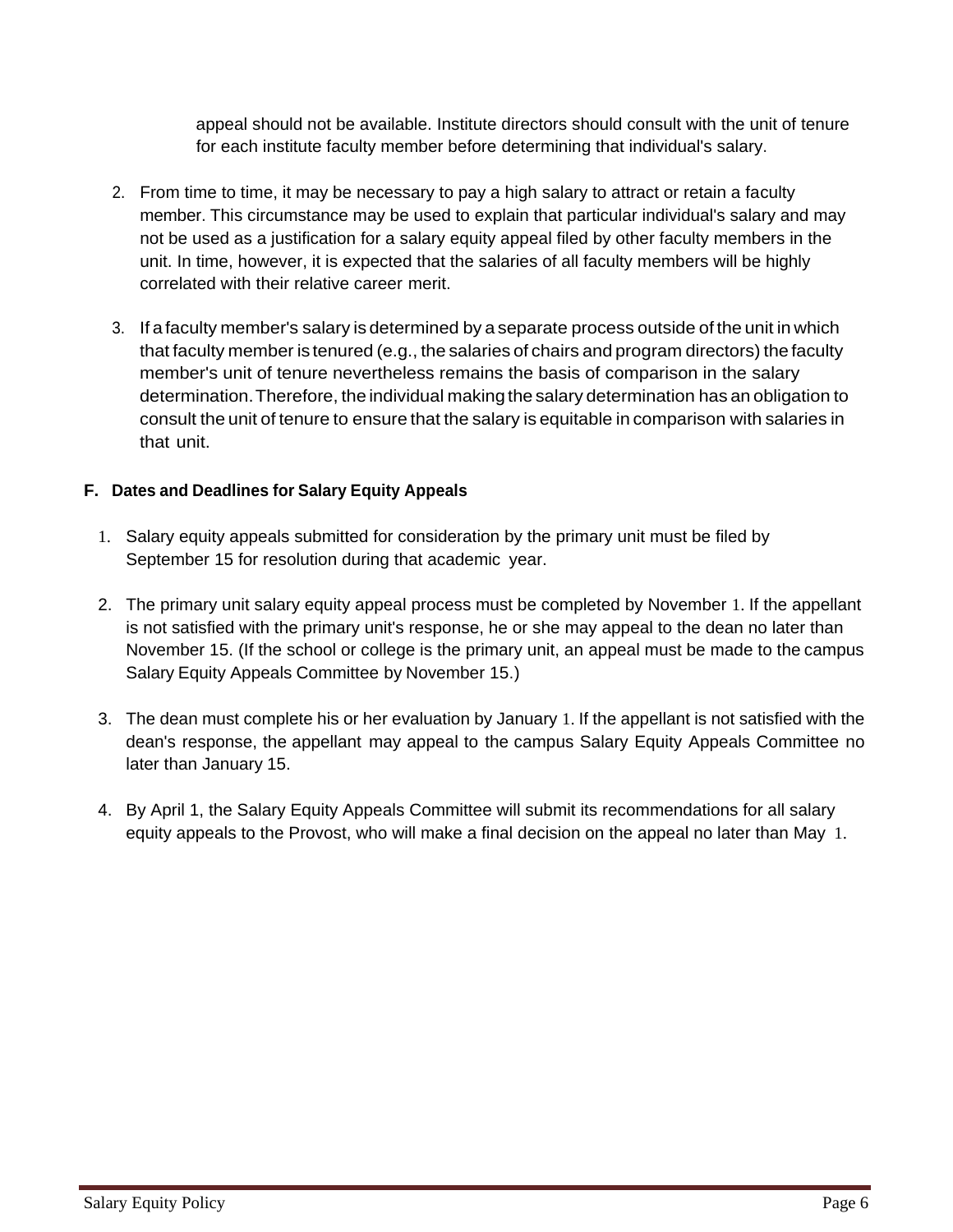appeal should not be available. Institute directors should consult with the unit of tenure for each institute faculty member before determining that individual's salary.

2. From time to time, it may be necessary to pay a high salary to attract or retain a faculty member. This circumstance may be used to explain that particular individual's salary and may not be used as a justification for a salary equity appeal filed by other faculty members in the unit. In time, however, it is expected that the salaries of all faculty members will be highly correlated with their relative career merit.

3. If a faculty member's salary is determined by a separate process outside of the unit in which that faculty member is tenured (e.g., the salaries of chairs and program directors) the faculty member's unit of tenure nevertheless remains the basis of comparison in the salary determination. Therefore, the individual making the salary determination has an obligation to consult the unit of tenure to ensure that the salary is equitable in comparison with salaries in that unit.

### F. Dates and Deadlines for Salary Equity Appeals

1. Salary equity appeals submitted for consideration by the primary unit must be filed by September 15 for resolution during that academic year.

2. The primary unit salary equity appeal process must be completed by November 1. If the appellant is not satisfied with the primary unit's response, he or she may appeal to the dean no later than November 15. (If the school or college is the primary unit, an appeal must be made to the campus Salary Equity Appeals Committee by November 15.)

3. The dean must complete his or her evaluation by January 1. If the appellant is not satisfied with the dean's response, the appellant may appeal to the campus Salary Equity Appeals Committee no later than January 15.

4. By April 1, the Salary Equity Appeals Committee will submit its recommendations for all salary equity appeals to the Provost, who will make a final decision on the appeal no later than May 1.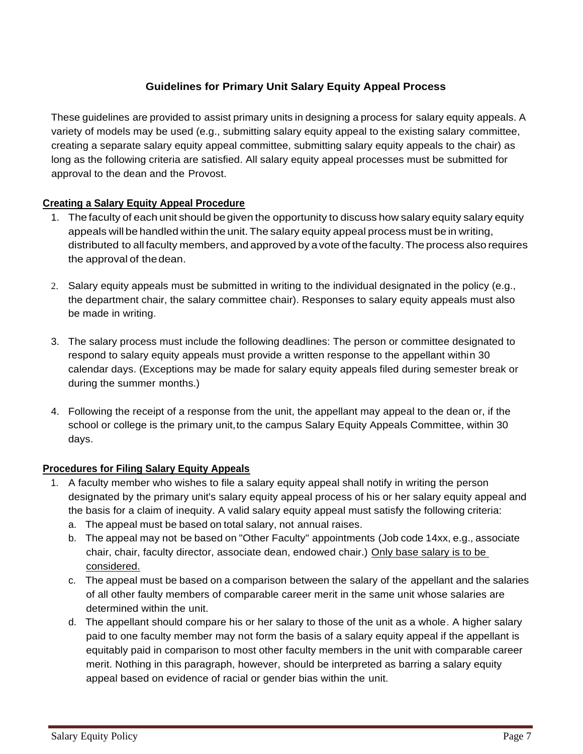## Guidelines for Primary Unit Salary Equity Appeal Process

These guidelines are provided to assist primary units in designing a process for salary equity appeals. A variety of models may be used (e.g., submitting salary equity appeal to the existing salary committee, creating a separate salary equity appeal committee, submitting salary equity appeals to the chair) as long as the following criteria are satisfied. All salary equity appeal processes must be submitted for approval to the dean and the Provost.

### Creating a Salary Equity Appeal Procedure

1. The faculty of each unit should be given the opportunity to discuss how salary equity salary equity appeals will be handled within the unit. The salary equity appeal process must be in writing, distributed to all faculty members, and approved by a vote of the faculty. The process also requires the approval of the dean.

2. Salary equity appeals must be submitted in writing to the individual designated in the policy (e.g., the department chair, the salary committee chair). Responses to salary equity appeals must also be made in writing.

3. The salary process must include the following deadlines: The person or committee designated to respond to salary equity appeals must provide a written response to the appellant within 30 calendar days. (Exceptions may be made for salary equity appeals filed during semester break or during the summer months.)

4. Following the receipt of a response from the unit, the appellant may appeal to the dean or, if the school or college is the primary unit, to the campus Salary Equity Appeals Committee, within 30 days.

### Procedures for Filing Salary Equity Appeals

1. A faculty member who wishes to file a salary equity appeal shall notify in writing the person designated by the primary unit's salary equity appeal process of his or her salary equity appeal and the basis for a claim of inequity. A valid salary equity appeal must satisfy the following criteria:
   a. The appeal must be based on total salary, not annual raises.
   b. The appeal may not be based on "Other Faculty" appointments (Job code 14xx, e.g., associate chair, chair, faculty director, associate dean, endowed chair.) Only base salary is to be considered.
   c. The appeal must be based on a comparison between the salary of the appellant and the salaries of all other faulty members of comparable career merit in the same unit whose salaries are determined within the unit.
   d. The appellant should compare his or her salary to those of the unit as a whole. A higher salary paid to one faculty member may not form the basis of a salary equity appeal if the appellant is equitably paid in comparison to most other faculty members in the unit with comparable career merit. Nothing in this paragraph, however, should be interpreted as barring a salary equity appeal based on evidence of racial or gender bias within the unit.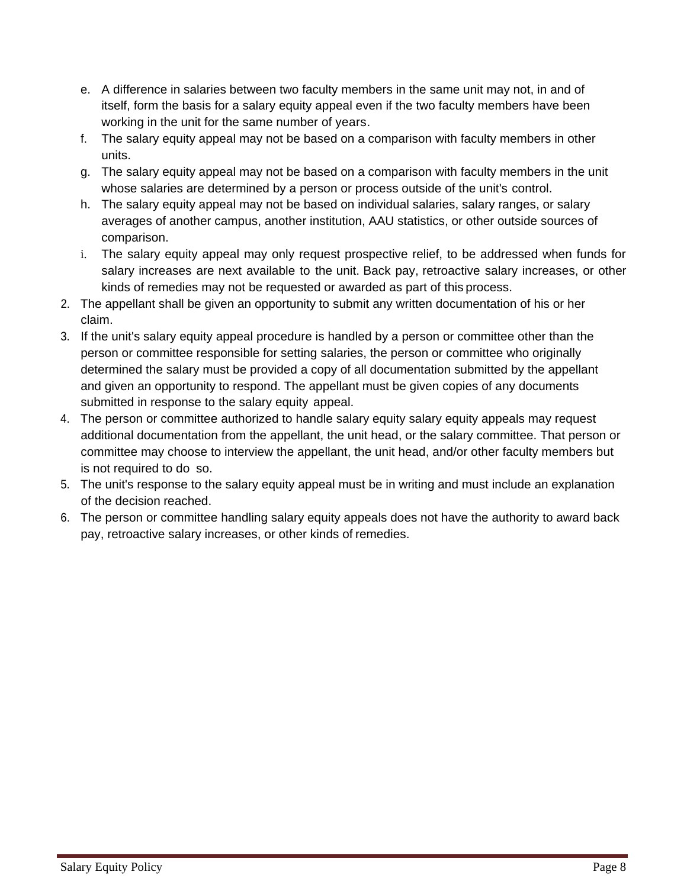e. A difference in salaries between two faculty members in the same unit may not, in and of itself, form the basis for a salary equity appeal even if the two faculty members have been working in the unit for the same number of years.

f. The salary equity appeal may not be based on a comparison with faculty members in other units.

g. The salary equity appeal may not be based on a comparison with faculty members in the unit whose salaries are determined by a person or process outside of the unit's control.

h. The salary equity appeal may not be based on individual salaries, salary ranges, or salary averages of another campus, another institution, AAU statistics, or other outside sources of comparison.

i. The salary equity appeal may only request prospective relief, to be addressed when funds for salary increases are next available to the unit. Back pay, retroactive salary increases, or other kinds of remedies may not be requested or awarded as part of this process.

2. The appellant shall be given an opportunity to submit any written documentation of his or her claim.
3. If the unit's salary equity appeal procedure is handled by a person or committee other than the person or committee responsible for setting salaries, the person or committee who originally determined the salary must be provided a copy of all documentation submitted by the appellant and given an opportunity to respond. The appellant must be given copies of any documents submitted in response to the salary equity appeal.
4. The person or committee authorized to handle salary equity salary equity appeals may request additional documentation from the appellant, the unit head, or the salary committee. That person or committee may choose to interview the appellant, the unit head, and/or other faculty members but is not required to do so.
5. The unit's response to the salary equity appeal must be in writing and must include an explanation of the decision reached.
6. The person or committee handling salary equity appeals does not have the authority to award back pay, retroactive salary increases, or other kinds of remedies.